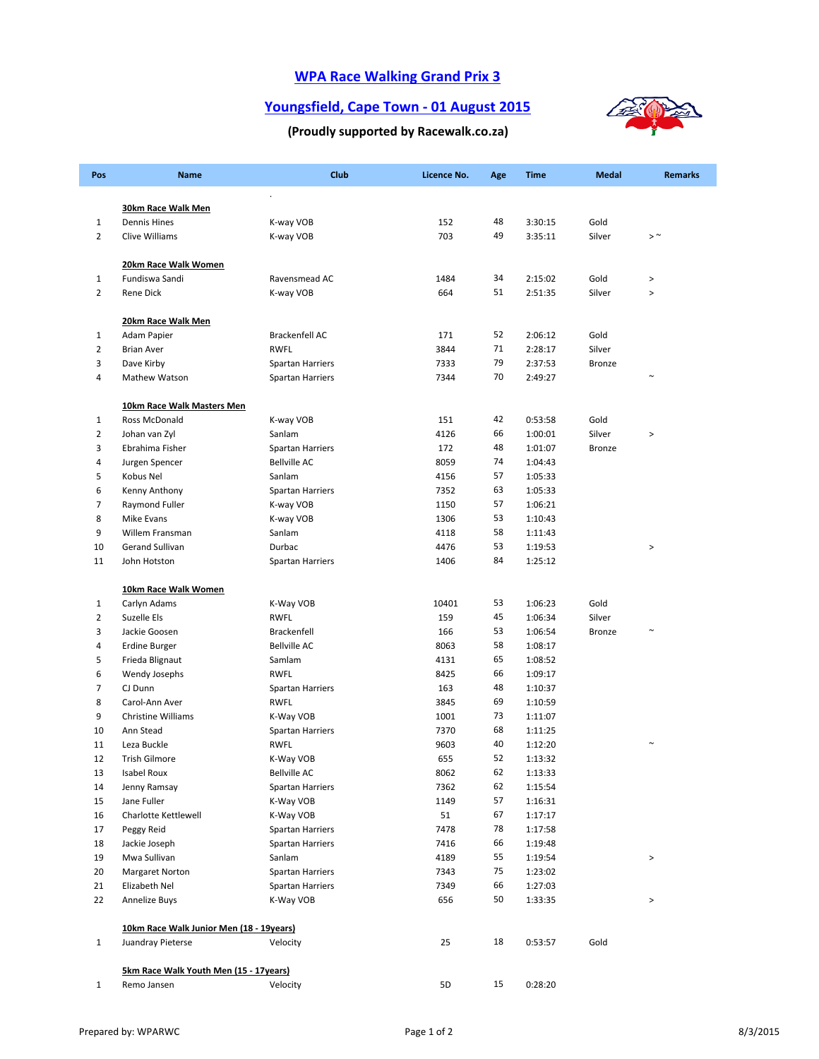# WPA Race Walking Grand Prix 3

## Youngsfield, Cape Town - 01 August 2015

### (Proudly supported by Racewalk.co.za)

| Pos | Name | Club | Licence No. | Age | Time | Medal | Remarks |
|---|---|---|---|---|---|---|---|
| | | . | | | | | |
| | **30km Race Walk Men** | | | | | | |
| 1 | Dennis Hines | K-way VOB | 152 | 48 | 3:30:15 | Gold | |
| 2 | Clive Williams | K-way VOB | 703 | 49 | 3:35:11 | Silver | > ~ |
| | **20km Race Walk Women** | | | | | | |
| 1 | Fundiswa Sandi | Ravensmead AC | 1484 | 34 | 2:15:02 | Gold | > |
| 2 | Rene Dick | K-way VOB | 664 | 51 | 2:51:35 | Silver | > |
| | **20km Race Walk Men** | | | | | | |
| 1 | Adam Papier | Brackenfell AC | 171 | 52 | 2:06:12 | Gold | |
| 2 | Brian Aver | RWFL | 3844 | 71 | 2:28:17 | Silver | |
| 3 | Dave Kirby | Spartan Harriers | 7333 | 79 | 2:37:53 | Bronze | |
| 4 | Mathew Watson | Spartan Harriers | 7344 | 70 | 2:49:27 | | ~ |
| | **10km Race Walk Masters Men** | | | | | | |
| 1 | Ross McDonald | K-way VOB | 151 | 42 | 0:53:58 | Gold | |
| 2 | Johan van Zyl | Sanlam | 4126 | 66 | 1:00:01 | Silver | > |
| 3 | Ebrahima Fisher | Spartan Harriers | 172 | 48 | 1:01:07 | Bronze | |
| 4 | Jurgen Spencer | Bellville AC | 8059 | 74 | 1:04:43 | | |
| 5 | Kobus Nel | Sanlam | 4156 | 57 | 1:05:33 | | |
| 6 | Kenny Anthony | Spartan Harriers | 7352 | 63 | 1:05:33 | | |
| 7 | Raymond Fuller | K-way VOB | 1150 | 57 | 1:06:21 | | |
| 8 | Mike Evans | K-way VOB | 1306 | 53 | 1:10:43 | | |
| 9 | Willem Fransman | Sanlam | 4118 | 58 | 1:11:43 | | |
| 10 | Gerand Sullivan | Durbac | 4476 | 53 | 1:19:53 | | > |
| 11 | John Hotston | Spartan Harriers | 1406 | 84 | 1:25:12 | | |
| | **10km Race Walk Women** | | | | | | |
| 1 | Carlyn Adams | K-Way VOB | 10401 | 53 | 1:06:23 | Gold | |
| 2 | Suzelle Els | RWFL | 159 | 45 | 1:06:34 | Silver | |
| 3 | Jackie Goosen | Brackenfell | 166 | 53 | 1:06:54 | Bronze | ~ |
| 4 | Erdine Burger | Bellville AC | 8063 | 58 | 1:08:17 | | |
| 5 | Frieda Blignaut | Samlam | 4131 | 65 | 1:08:52 | | |
| 6 | Wendy Josephs | RWFL | 8425 | 66 | 1:09:17 | | |
| 7 | CJ Dunn | Spartan Harriers | 163 | 48 | 1:10:37 | | |
| 8 | Carol-Ann Aver | RWFL | 3845 | 69 | 1:10:59 | | |
| 9 | Christine Williams | K-Way VOB | 1001 | 73 | 1:11:07 | | |
| 10 | Ann Stead | Spartan Harriers | 7370 | 68 | 1:11:25 | | |
| 11 | Leza Buckle | RWFL | 9603 | 40 | 1:12:20 | | ~ |
| 12 | Trish Gilmore | K-Way VOB | 655 | 52 | 1:13:32 | | |
| 13 | Isabel Roux | Bellville AC | 8062 | 62 | 1:13:33 | | |
| 14 | Jenny Ramsay | Spartan Harriers | 7362 | 62 | 1:15:54 | | |
| 15 | Jane Fuller | K-Way VOB | 1149 | 57 | 1:16:31 | | |
| 16 | Charlotte Kettlewell | K-Way VOB | 51 | 67 | 1:17:17 | | |
| 17 | Peggy Reid | Spartan Harriers | 7478 | 78 | 1:17:58 | | |
| 18 | Jackie Joseph | Spartan Harriers | 7416 | 66 | 1:19:48 | | |
| 19 | Mwa Sullivan | Sanlam | 4189 | 55 | 1:19:54 | | > |
| 20 | Margaret Norton | Spartan Harriers | 7343 | 75 | 1:23:02 | | |
| 21 | Elizabeth Nel | Spartan Harriers | 7349 | 66 | 1:27:03 | | |
| 22 | Annelize Buys | K-Way VOB | 656 | 50 | 1:33:35 | | > |
| | **10km Race Walk Junior Men (18 - 19years)** | | | | | | |
| 1 | Juandray Pieterse | Velocity | 25 | 18 | 0:53:57 | Gold | |
| | **5km Race Walk Youth Men (15 - 17years)** | | | | | | |
| 1 | Remo Jansen | Velocity | 5D | 15 | 0:28:20 | | |

Prepared by: WPARWC

8/3/2015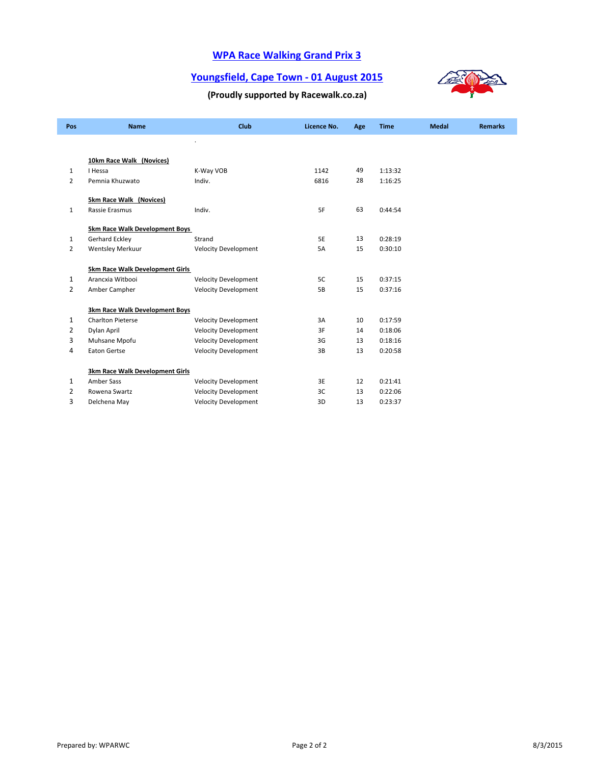# WPA Race Walking Grand Prix 3

## Youngsfield, Cape Town - 01 August 2015

**(Proudly supported by Racewalk.co.za)**

| Pos | Name | Club | Licence No. | Age | Time | Medal | Remarks |
|---|---|---|---|---|---|---|---|
| | | . | | | | | |
| | **10km Race Walk (Novices)** | | | | | | |
| 1 | I Hessa | K-Way VOB | 1142 | 49 | 1:13:32 | | |
| 2 | Pemnia Khuzwato | Indiv. | 6816 | 28 | 1:16:25 | | |
| | **5km Race Walk (Novices)** | | | | | | |
| 1 | Rassie Erasmus | Indiv. | 5F | 63 | 0:44:54 | | |
| | **5km Race Walk Development Boys** | | | | | | |
| 1 | Gerhard Eckley | Strand | 5E | 13 | 0:28:19 | | |
| 2 | Wentsley Merkuur | Velocity Development | 5A | 15 | 0:30:10 | | |
| | **5km Race Walk Development Girls** | | | | | | |
| 1 | Arancxia Witbooi | Velocity Development | 5C | 15 | 0:37:15 | | |
| 2 | Amber Campher | Velocity Development | 5B | 15 | 0:37:16 | | |
| | **3km Race Walk Development Boys** | | | | | | |
| 1 | Charlton Pieterse | Velocity Development | 3A | 10 | 0:17:59 | | |
| 2 | Dylan April | Velocity Development | 3F | 14 | 0:18:06 | | |
| 3 | Muhsane Mpofu | Velocity Development | 3G | 13 | 0:18:16 | | |
| 4 | Eaton Gertse | Velocity Development | 3B | 13 | 0:20:58 | | |
| | **3km Race Walk Development Girls** | | | | | | |
| 1 | Amber Sass | Velocity Development | 3E | 12 | 0:21:41 | | |
| 2 | Rowena Swartz | Velocity Development | 3C | 13 | 0:22:06 | | |
| 3 | Delchena May | Velocity Development | 3D | 13 | 0:23:37 | | |

Prepared by: WPARWC

8/3/2015